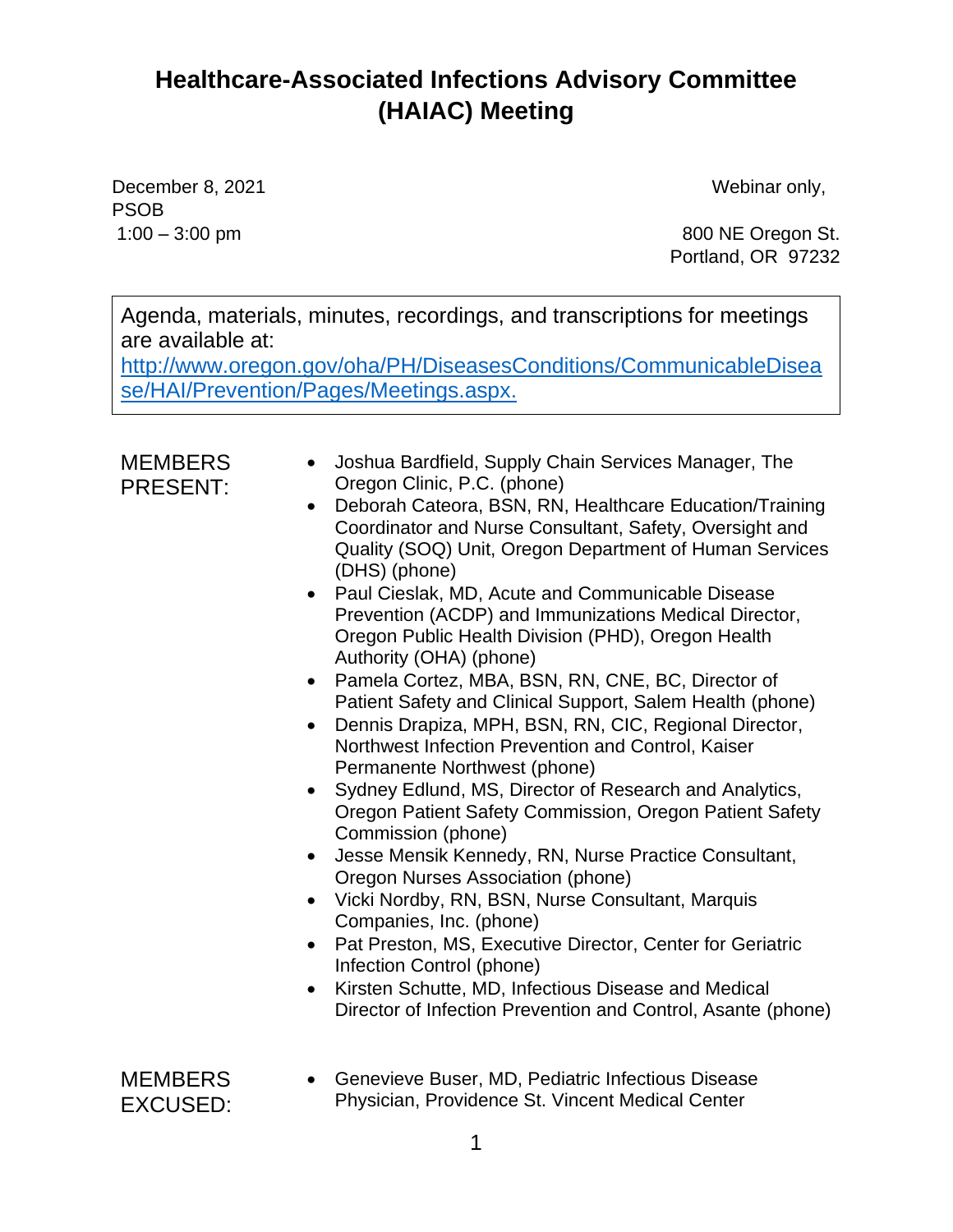# Healthcare-Associated Infections Advisory Committee (HAIAC) Meeting

December 8, 2021
PSOB
1:00 – 3:00 pm

Webinar only,

800 NE Oregon St.
Portland, OR 97232

> Agenda, materials, minutes, recordings, and transcriptions for meetings are available at: [http://www.oregon.gov/oha/PH/DiseasesConditions/CommunicableDisease/HAI/Prevention/Pages/Meetings.aspx.](http://www.oregon.gov/oha/PH/DiseasesConditions/CommunicableDisease/HAI/Prevention/Pages/Meetings.aspx)

**MEMBERS PRESENT:**

- Joshua Bardfield, Supply Chain Services Manager, The Oregon Clinic, P.C. (phone)
- Deborah Cateora, BSN, RN, Healthcare Education/Training Coordinator and Nurse Consultant, Safety, Oversight and Quality (SOQ) Unit, Oregon Department of Human Services (DHS) (phone)
- Paul Cieslak, MD, Acute and Communicable Disease Prevention (ACDP) and Immunizations Medical Director, Oregon Public Health Division (PHD), Oregon Health Authority (OHA) (phone)
- Pamela Cortez, MBA, BSN, RN, CNE, BC, Director of Patient Safety and Clinical Support, Salem Health (phone)
- Dennis Drapiza, MPH, BSN, RN, CIC, Regional Director, Northwest Infection Prevention and Control, Kaiser Permanente Northwest (phone)
- Sydney Edlund, MS, Director of Research and Analytics, Oregon Patient Safety Commission, Oregon Patient Safety Commission (phone)
- Jesse Mensik Kennedy, RN, Nurse Practice Consultant, Oregon Nurses Association (phone)
- Vicki Nordby, RN, BSN, Nurse Consultant, Marquis Companies, Inc. (phone)
- Pat Preston, MS, Executive Director, Center for Geriatric Infection Control (phone)
- Kirsten Schutte, MD, Infectious Disease and Medical Director of Infection Prevention and Control, Asante (phone)

**MEMBERS EXCUSED:**

- Genevieve Buser, MD, Pediatric Infectious Disease Physician, Providence St. Vincent Medical Center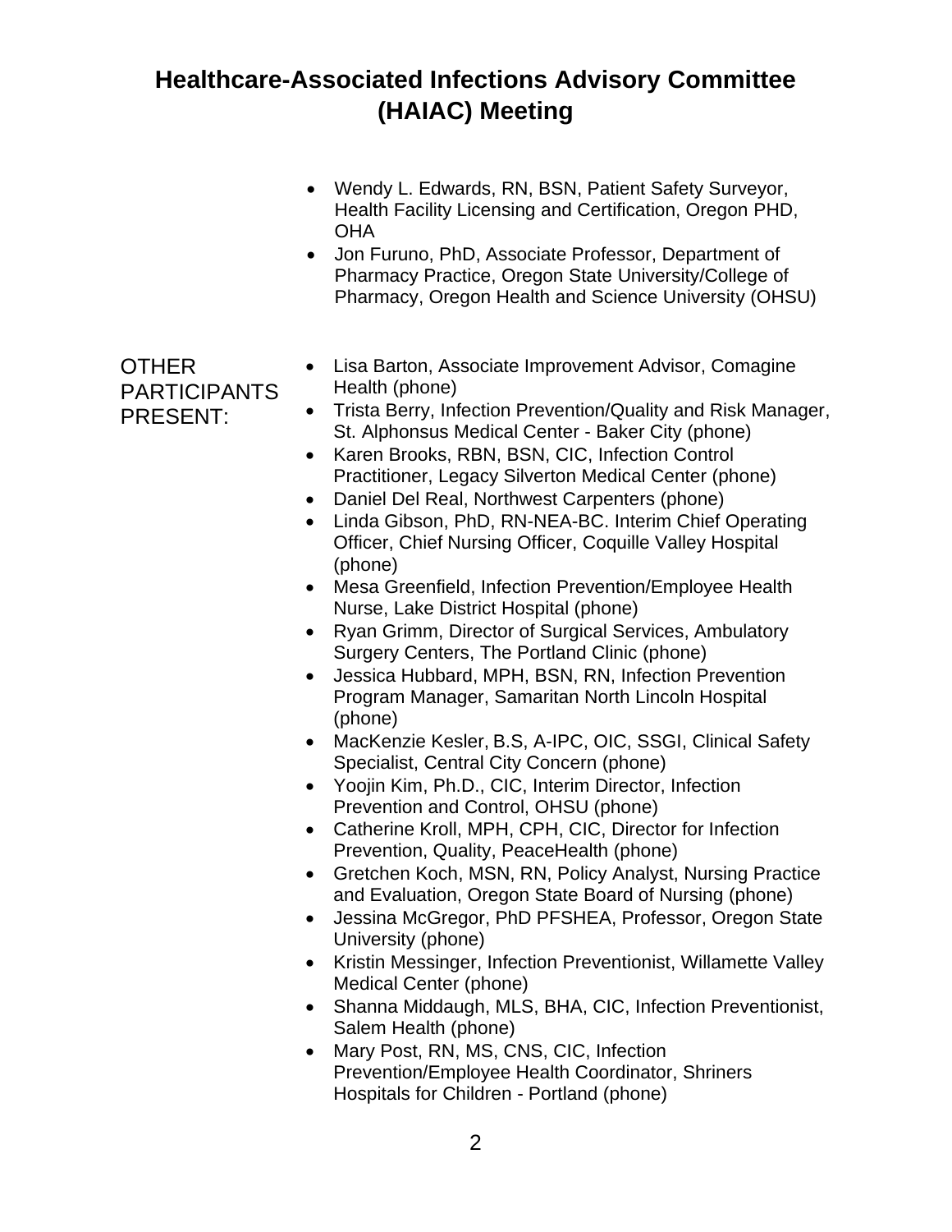# Healthcare-Associated Infections Advisory Committee (HAIAC) Meeting

- Wendy L. Edwards, RN, BSN, Patient Safety Surveyor, Health Facility Licensing and Certification, Oregon PHD, OHA
- Jon Furuno, PhD, Associate Professor, Department of Pharmacy Practice, Oregon State University/College of Pharmacy, Oregon Health and Science University (OHSU)

OTHER PARTICIPANTS PRESENT:

- Lisa Barton, Associate Improvement Advisor, Comagine Health (phone)
- Trista Berry, Infection Prevention/Quality and Risk Manager, St. Alphonsus Medical Center - Baker City (phone)
- Karen Brooks, RBN, BSN, CIC, Infection Control Practitioner, Legacy Silverton Medical Center (phone)
- Daniel Del Real, Northwest Carpenters (phone)
- Linda Gibson, PhD, RN-NEA-BC. Interim Chief Operating Officer, Chief Nursing Officer, Coquille Valley Hospital (phone)
- Mesa Greenfield, Infection Prevention/Employee Health Nurse, Lake District Hospital (phone)
- Ryan Grimm, Director of Surgical Services, Ambulatory Surgery Centers, The Portland Clinic (phone)
- Jessica Hubbard, MPH, BSN, RN, Infection Prevention Program Manager, Samaritan North Lincoln Hospital (phone)
- MacKenzie Kesler, B.S, A-IPC, OIC, SSGI, Clinical Safety Specialist, Central City Concern (phone)
- Yoojin Kim, Ph.D., CIC, Interim Director, Infection Prevention and Control, OHSU (phone)
- Catherine Kroll, MPH, CPH, CIC, Director for Infection Prevention, Quality, PeaceHealth (phone)
- Gretchen Koch, MSN, RN, Policy Analyst, Nursing Practice and Evaluation, Oregon State Board of Nursing (phone)
- Jessina McGregor, PhD PFSHEA, Professor, Oregon State University (phone)
- Kristin Messinger, Infection Preventionist, Willamette Valley Medical Center (phone)
- Shanna Middaugh, MLS, BHA, CIC, Infection Preventionist, Salem Health (phone)
- Mary Post, RN, MS, CNS, CIC, Infection Prevention/Employee Health Coordinator, Shriners Hospitals for Children - Portland (phone)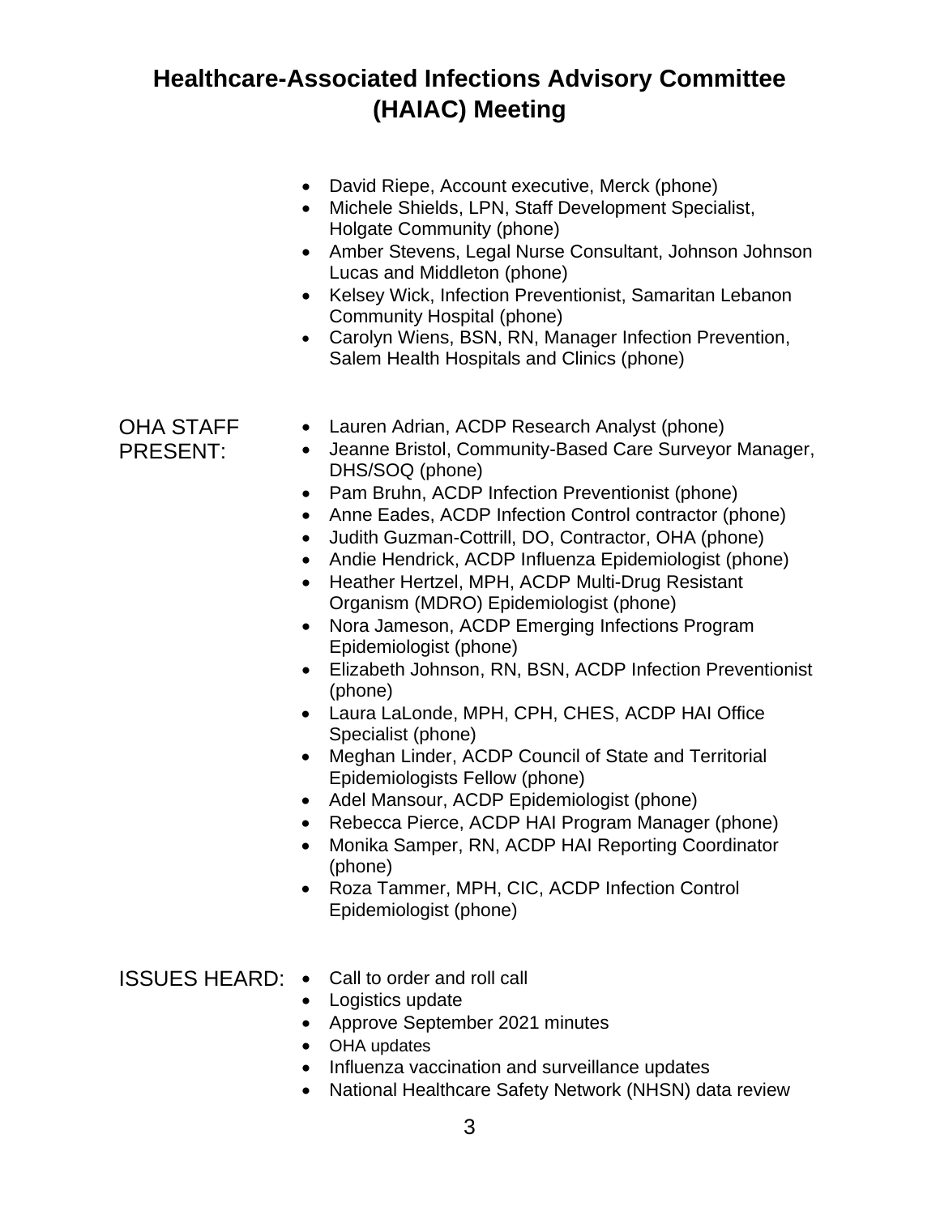# Healthcare-Associated Infections Advisory Committee (HAIAC) Meeting

- David Riepe, Account executive, Merck (phone)
- Michele Shields, LPN, Staff Development Specialist, Holgate Community (phone)
- Amber Stevens, Legal Nurse Consultant, Johnson Johnson Lucas and Middleton (phone)
- Kelsey Wick, Infection Preventionist, Samaritan Lebanon Community Hospital (phone)
- Carolyn Wiens, BSN, RN, Manager Infection Prevention, Salem Health Hospitals and Clinics (phone)

OHA STAFF PRESENT:

- Lauren Adrian, ACDP Research Analyst (phone)
- Jeanne Bristol, Community-Based Care Surveyor Manager, DHS/SOQ (phone)
- Pam Bruhn, ACDP Infection Preventionist (phone)
- Anne Eades, ACDP Infection Control contractor (phone)
- Judith Guzman-Cottrill, DO, Contractor, OHA (phone)
- Andie Hendrick, ACDP Influenza Epidemiologist (phone)
- Heather Hertzel, MPH, ACDP Multi-Drug Resistant Organism (MDRO) Epidemiologist (phone)
- Nora Jameson, ACDP Emerging Infections Program Epidemiologist (phone)
- Elizabeth Johnson, RN, BSN, ACDP Infection Preventionist (phone)
- Laura LaLonde, MPH, CPH, CHES, ACDP HAI Office Specialist (phone)
- Meghan Linder, ACDP Council of State and Territorial Epidemiologists Fellow (phone)
- Adel Mansour, ACDP Epidemiologist (phone)
- Rebecca Pierce, ACDP HAI Program Manager (phone)
- Monika Samper, RN, ACDP HAI Reporting Coordinator (phone)
- Roza Tammer, MPH, CIC, ACDP Infection Control Epidemiologist (phone)

ISSUES HEARD:

- Call to order and roll call
- Logistics update
- Approve September 2021 minutes
- OHA updates
- Influenza vaccination and surveillance updates
- National Healthcare Safety Network (NHSN) data review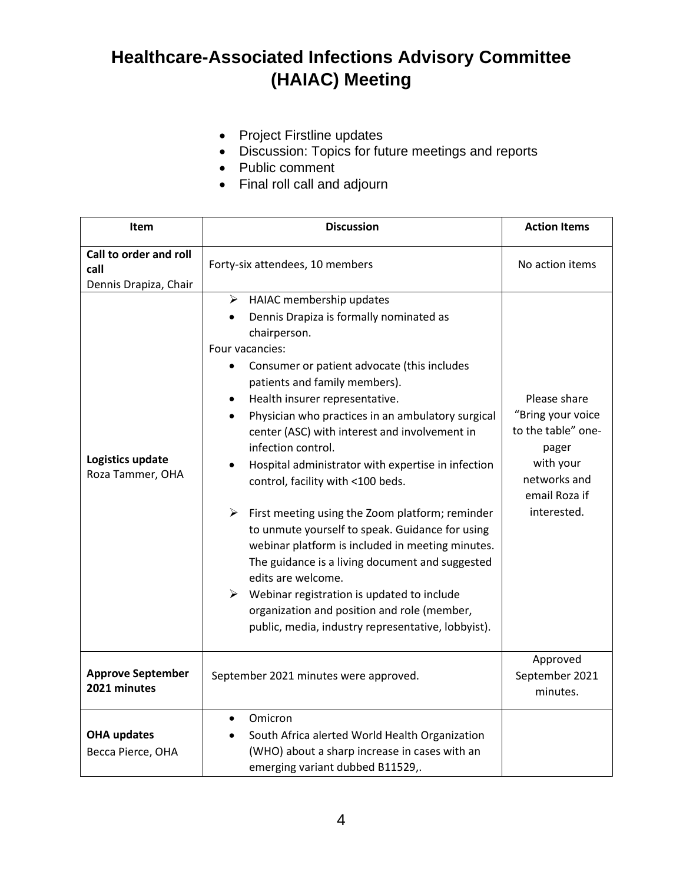# Healthcare-Associated Infections Advisory Committee (HAIAC) Meeting

- Project Firstline updates
- Discussion: Topics for future meetings and reports
- Public comment
- Final roll call and adjourn

| Item | Discussion | Action Items |
|---|---|---|
| **Call to order and roll call**<br>Dennis Drapiza, Chair | Forty-six attendees, 10 members | No action items |
| **Logistics update**<br>Roza Tammer, OHA | ➢ HAIAC membership updates<br>• Dennis Drapiza is formally nominated as chairperson.<br>Four vacancies:<br>• Consumer or patient advocate (this includes patients and family members).<br>• Health insurer representative.<br>• Physician who practices in an ambulatory surgical center (ASC) with interest and involvement in infection control.<br>• Hospital administrator with expertise in infection control, facility with <100 beds.<br><br>➢ First meeting using the Zoom platform; reminder to unmute yourself to speak. Guidance for using webinar platform is included in meeting minutes. The guidance is a living document and suggested edits are welcome.<br>➢ Webinar registration is updated to include organization and position and role (member, public, media, industry representative, lobbyist). | Please share "Bring your voice to the table" one-pager with your networks and email Roza if interested. |
| **Approve September 2021 minutes** | September 2021 minutes were approved. | Approved September 2021 minutes. |
| **OHA updates**<br>Becca Pierce, OHA | • Omicron<br>• South Africa alerted World Health Organization (WHO) about a sharp increase in cases with an emerging variant dubbed B11529,. | |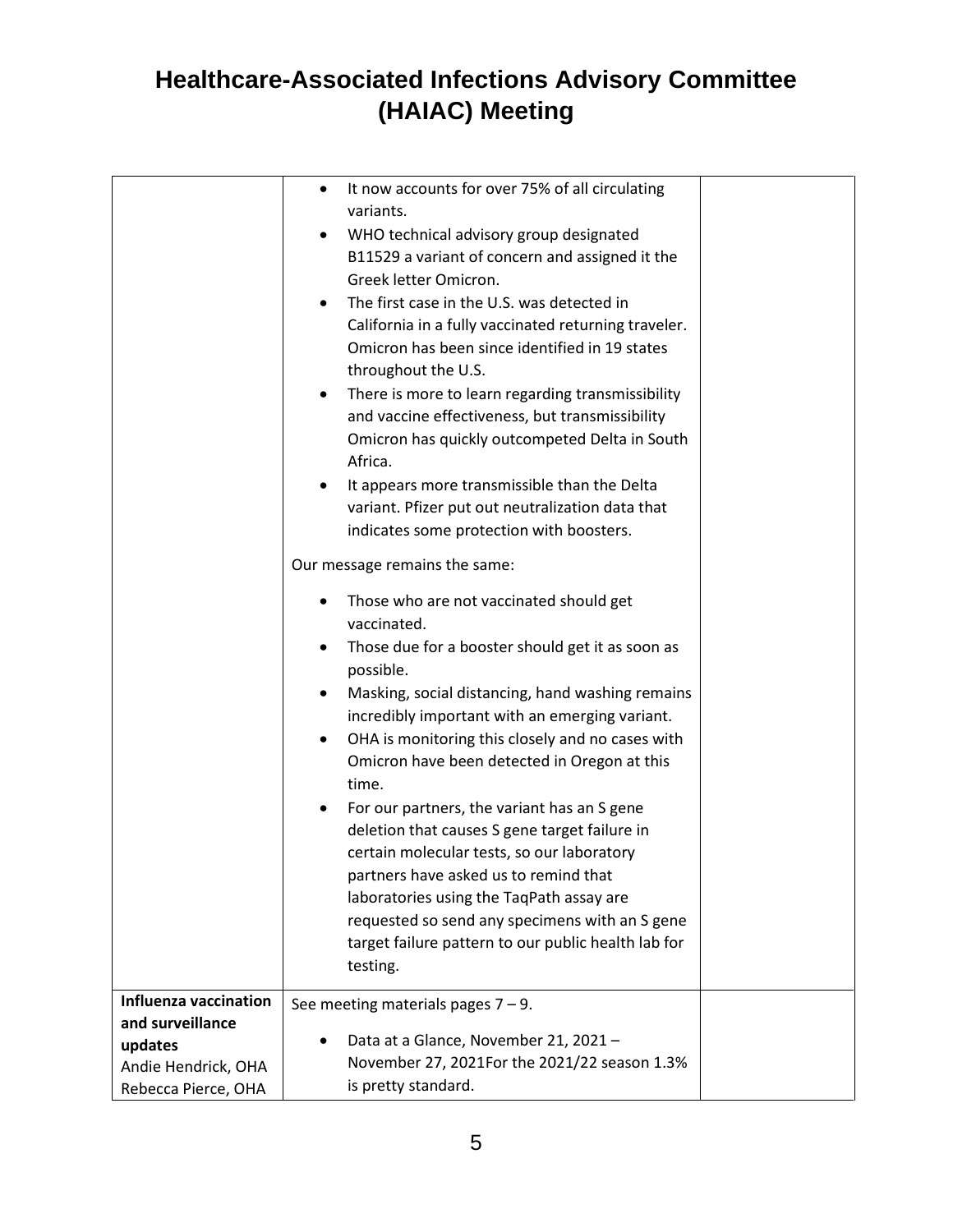# Healthcare-Associated Infections Advisory Committee (HAIAC) Meeting

| | | |
|---|---|---|
| | • It now accounts for over 75% of all circulating variants.<br>• WHO technical advisory group designated B11529 a variant of concern and assigned it the Greek letter Omicron.<br>• The first case in the U.S. was detected in California in a fully vaccinated returning traveler. Omicron has been since identified in 19 states throughout the U.S.<br>• There is more to learn regarding transmissibility and vaccine effectiveness, but transmissibility Omicron has quickly outcompeted Delta in South Africa.<br>• It appears more transmissible than the Delta variant. Pfizer put out neutralization data that indicates some protection with boosters.<br><br>Our message remains the same:<br><br>• Those who are not vaccinated should get vaccinated.<br>• Those due for a booster should get it as soon as possible.<br>• Masking, social distancing, hand washing remains incredibly important with an emerging variant.<br>• OHA is monitoring this closely and no cases with Omicron have been detected in Oregon at this time.<br>• For our partners, the variant has an S gene deletion that causes S gene target failure in certain molecular tests, so our laboratory partners have asked us to remind that laboratories using the TaqPath assay are requested so send any specimens with an S gene target failure pattern to our public health lab for testing. | |
| **Influenza vaccination and surveillance updates**<br>Andie Hendrick, OHA<br>Rebecca Pierce, OHA | See meeting materials pages 7 – 9.<br><br>• Data at a Glance, November 21, 2021 – November 27, 2021For the 2021/22 season 1.3% is pretty standard. | |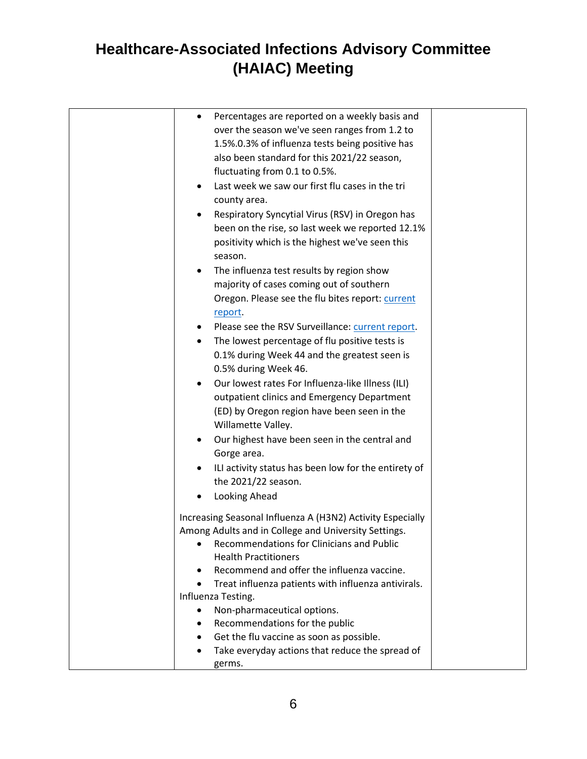# Healthcare-Associated Infections Advisory Committee (HAIAC) Meeting

| | | |
|---|---|---|
| | • Percentages are reported on a weekly basis and over the season we've seen ranges from 1.2 to 1.5%.0.3% of influenza tests being positive has also been standard for this 2021/22 season, fluctuating from 0.1 to 0.5%.<br>• Last week we saw our first flu cases in the tri county area.<br>• Respiratory Syncytial Virus (RSV) in Oregon has been on the rise, so last week we reported 12.1% positivity which is the highest we've seen this season.<br>• The influenza test results by region show majority of cases coming out of southern Oregon. Please see the flu bites report: current report.<br>• Please see the RSV Surveillance: current report.<br>• The lowest percentage of flu positive tests is 0.1% during Week 44 and the greatest seen is 0.5% during Week 46.<br>• Our lowest rates For Influenza-like Illness (ILI) outpatient clinics and Emergency Department (ED) by Oregon region have been seen in the Willamette Valley.<br>• Our highest have been seen in the central and Gorge area.<br>• ILI activity status has been low for the entirety of the 2021/22 season.<br>• Looking Ahead<br><br>Increasing Seasonal Influenza A (H3N2) Activity Especially Among Adults and in College and University Settings.<br>• Recommendations for Clinicians and Public Health Practitioners<br>• Recommend and offer the influenza vaccine.<br>• Treat influenza patients with influenza antivirals.<br>Influenza Testing.<br>• Non-pharmaceutical options.<br>• Recommendations for the public<br>• Get the flu vaccine as soon as possible.<br>• Take everyday actions that reduce the spread of germs. | |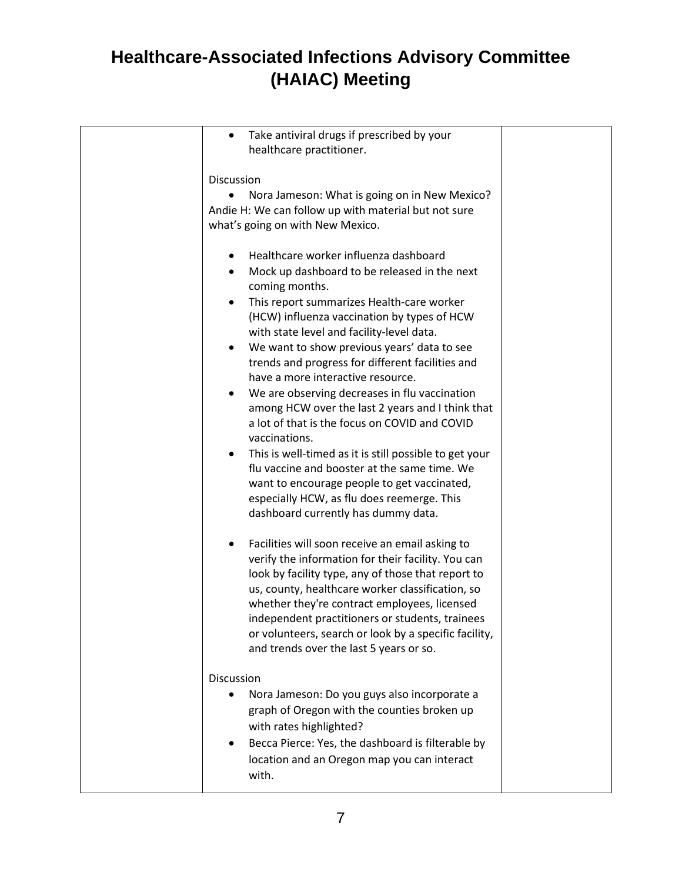| | • Take antiviral drugs if prescribed by your healthcare practitioner.<br><br>Discussion<br>• Nora Jameson: What is going on in New Mexico?<br>Andie H: We can follow up with material but not sure what's going on with New Mexico.<br><br>• Healthcare worker influenza dashboard<br>• Mock up dashboard to be released in the next coming months.<br>• This report summarizes Health-care worker (HCW) influenza vaccination by types of HCW with state level and facility-level data.<br>• We want to show previous years' data to see trends and progress for different facilities and have a more interactive resource.<br>• We are observing decreases in flu vaccination among HCW over the last 2 years and I think that a lot of that is the focus on COVID and COVID vaccinations.<br>• This is well-timed as it is still possible to get your flu vaccine and booster at the same time. We want to encourage people to get vaccinated, especially HCW, as flu does reemerge. This dashboard currently has dummy data.<br><br>• Facilities will soon receive an email asking to verify the information for their facility. You can look by facility type, any of those that report to us, county, healthcare worker classification, so whether they're contract employees, licensed independent practitioners or students, trainees or volunteers, search or look by a specific facility, and trends over the last 5 years or so.<br><br>Discussion<br>• Nora Jameson: Do you guys also incorporate a graph of Oregon with the counties broken up with rates highlighted?<br>• Becca Pierce: Yes, the dashboard is filterable by location and an Oregon map you can interact with. | |
|---|---|---|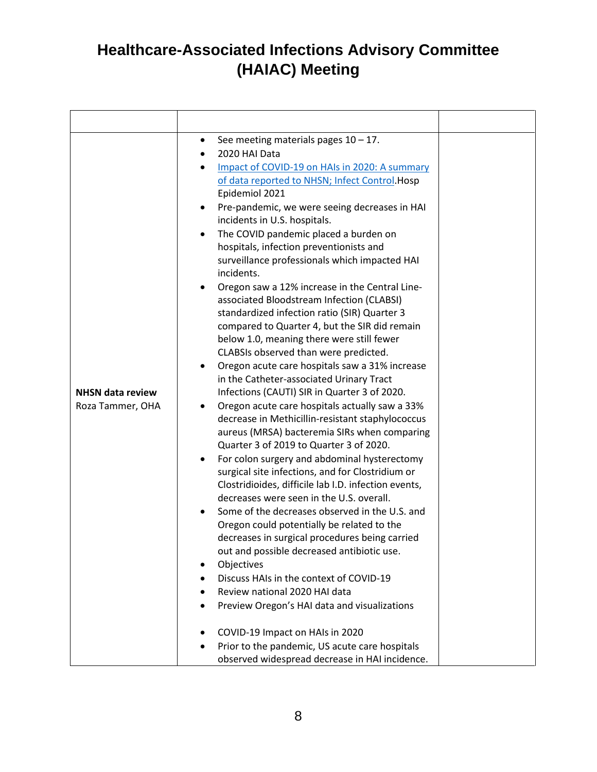# Healthcare-Associated Infections Advisory Committee (HAIAC) Meeting

| | | |
|---|---|---|
| **NHSN data review**<br>Roza Tammer, OHA | • See meeting materials pages 10 – 17.<br>• 2020 HAI Data<br>• [Impact of COVID-19 on HAIs in 2020: A summary of data reported to NHSN; Infect Control](#).Hosp Epidemiol 2021<br>• Pre-pandemic, we were seeing decreases in HAI incidents in U.S. hospitals.<br>• The COVID pandemic placed a burden on hospitals, infection preventionists and surveillance professionals which impacted HAI incidents.<br>• Oregon saw a 12% increase in the Central Line-associated Bloodstream Infection (CLABSI) standardized infection ratio (SIR) Quarter 3 compared to Quarter 4, but the SIR did remain below 1.0, meaning there were still fewer CLABSIs observed than were predicted.<br>• Oregon acute care hospitals saw a 31% increase in the Catheter-associated Urinary Tract Infections (CAUTI) SIR in Quarter 3 of 2020.<br>• Oregon acute care hospitals actually saw a 33% decrease in Methicillin-resistant staphylococcus aureus (MRSA) bacteremia SIRs when comparing Quarter 3 of 2019 to Quarter 3 of 2020.<br>• For colon surgery and abdominal hysterectomy surgical site infections, and for Clostridium or Clostridioides, difficile lab I.D. infection events, decreases were seen in the U.S. overall.<br>• Some of the decreases observed in the U.S. and Oregon could potentially be related to the decreases in surgical procedures being carried out and possible decreased antibiotic use.<br>• Objectives<br>• Discuss HAIs in the context of COVID-19<br>• Review national 2020 HAI data<br>• Preview Oregon's HAI data and visualizations<br><br>• COVID-19 Impact on HAIs in 2020<br>• Prior to the pandemic, US acute care hospitals observed widespread decrease in HAI incidence. | |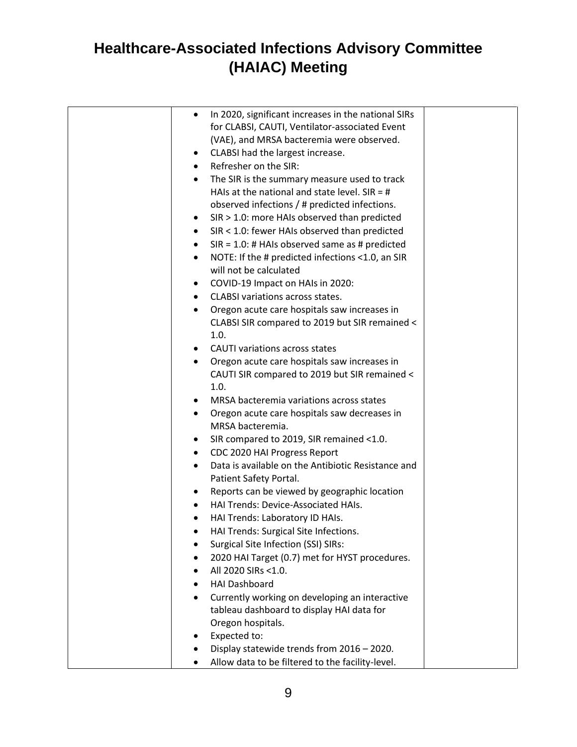# Healthcare-Associated Infections Advisory Committee (HAIAC) Meeting

| | | |
|---|---|---|
| | • In 2020, significant increases in the national SIRs for CLABSI, CAUTI, Ventilator-associated Event (VAE), and MRSA bacteremia were observed.<br>• CLABSI had the largest increase.<br>• Refresher on the SIR:<br>• The SIR is the summary measure used to track HAIs at the national and state level. SIR = # observed infections / # predicted infections.<br>• SIR > 1.0: more HAIs observed than predicted<br>• SIR < 1.0: fewer HAIs observed than predicted<br>• SIR = 1.0: # HAIs observed same as # predicted<br>• NOTE: If the # predicted infections <1.0, an SIR will not be calculated<br>• COVID-19 Impact on HAIs in 2020:<br>• CLABSI variations across states.<br>• Oregon acute care hospitals saw increases in CLABSI SIR compared to 2019 but SIR remained < 1.0.<br>• CAUTI variations across states<br>• Oregon acute care hospitals saw increases in CAUTI SIR compared to 2019 but SIR remained < 1.0.<br>• MRSA bacteremia variations across states<br>• Oregon acute care hospitals saw decreases in MRSA bacteremia.<br>• SIR compared to 2019, SIR remained <1.0.<br>• CDC 2020 HAI Progress Report<br>• Data is available on the Antibiotic Resistance and Patient Safety Portal.<br>• Reports can be viewed by geographic location<br>• HAI Trends: Device-Associated HAIs.<br>• HAI Trends: Laboratory ID HAIs.<br>• HAI Trends: Surgical Site Infections.<br>• Surgical Site Infection (SSI) SIRs:<br>• 2020 HAI Target (0.7) met for HYST procedures.<br>• All 2020 SIRs <1.0.<br>• HAI Dashboard<br>• Currently working on developing an interactive tableau dashboard to display HAI data for Oregon hospitals.<br>• Expected to:<br>• Display statewide trends from 2016 – 2020.<br>• Allow data to be filtered to the facility-level. | |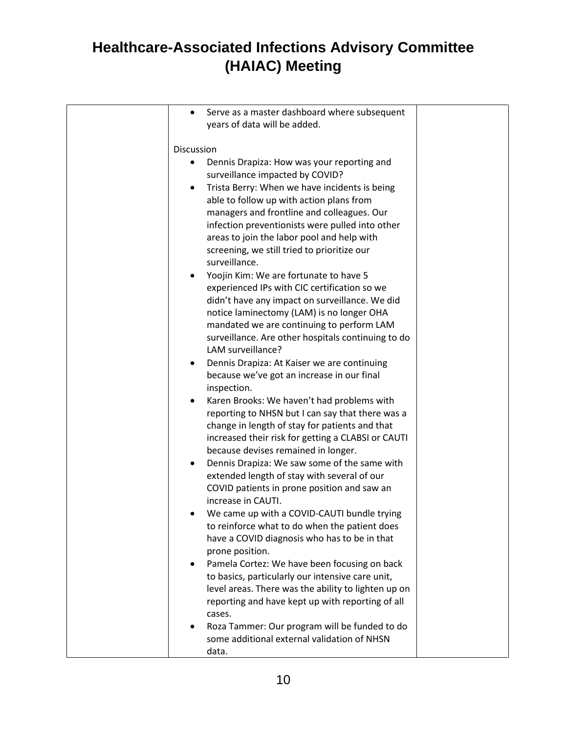| | • Serve as a master dashboard where subsequent years of data will be added.<br><br>Discussion<br>• Dennis Drapiza: How was your reporting and surveillance impacted by COVID?<br>• Trista Berry: When we have incidents is being able to follow up with action plans from managers and frontline and colleagues. Our infection preventionists were pulled into other areas to join the labor pool and help with screening, we still tried to prioritize our surveillance.<br>• Yoojin Kim: We are fortunate to have 5 experienced IPs with CIC certification so we didn't have any impact on surveillance. We did notice laminectomy (LAM) is no longer OHA mandated we are continuing to perform LAM surveillance. Are other hospitals continuing to do LAM surveillance?<br>• Dennis Drapiza: At Kaiser we are continuing because we've got an increase in our final inspection.<br>• Karen Brooks: We haven't had problems with reporting to NHSN but I can say that there was a change in length of stay for patients and that increased their risk for getting a CLABSI or CAUTI because devises remained in longer.<br>• Dennis Drapiza: We saw some of the same with extended length of stay with several of our COVID patients in prone position and saw an increase in CAUTI.<br>• We came up with a COVID-CAUTI bundle trying to reinforce what to do when the patient does have a COVID diagnosis who has to be in that prone position.<br>• Pamela Cortez: We have been focusing on back to basics, particularly our intensive care unit, level areas. There was the ability to lighten up on reporting and have kept up with reporting of all cases.<br>• Roza Tammer: Our program will be funded to do some additional external validation of NHSN data. | |
|---|---|---|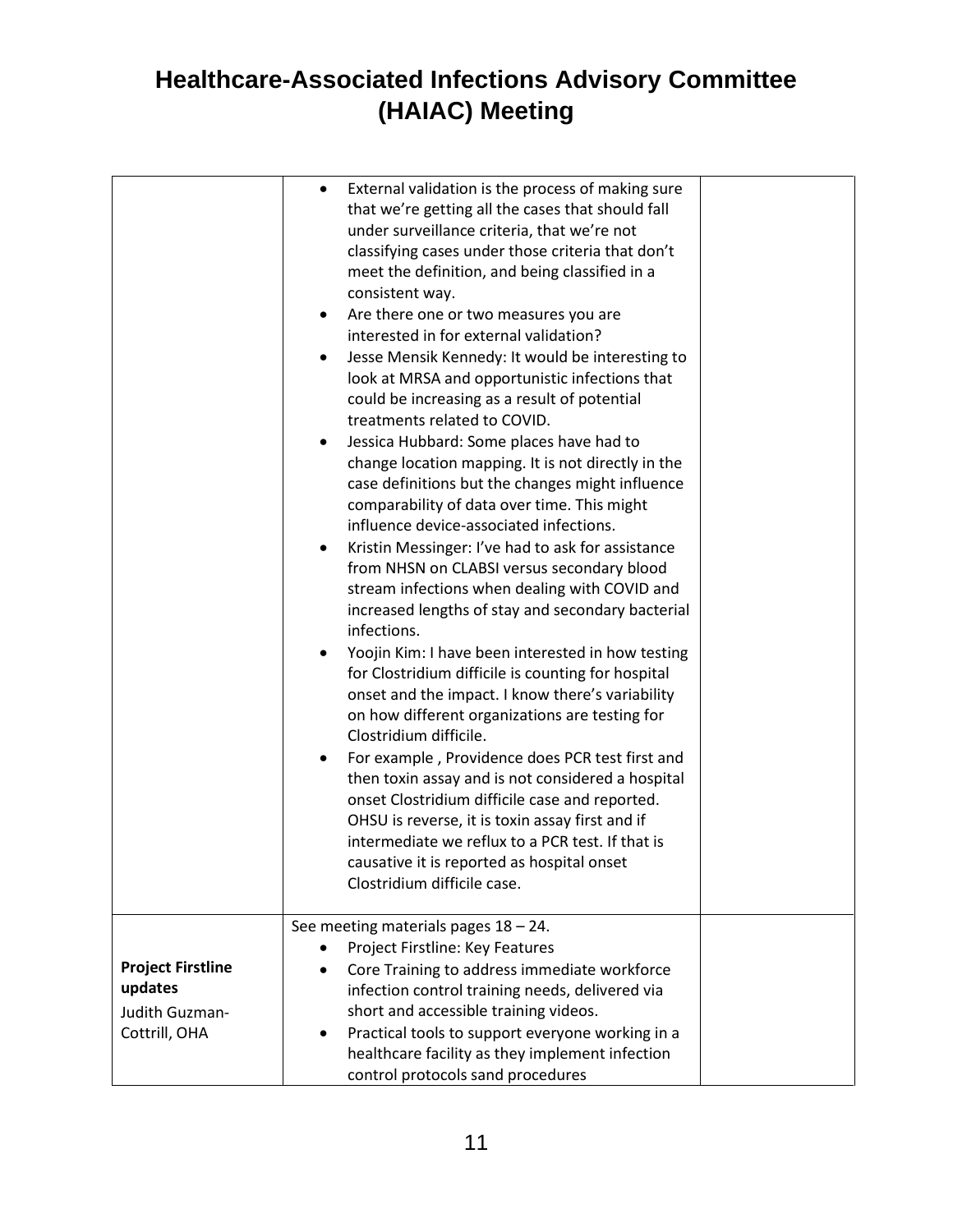# Healthcare-Associated Infections Advisory Committee (HAIAC) Meeting

| | | |
|---|---|---|
| | • External validation is the process of making sure that we're getting all the cases that should fall under surveillance criteria, that we're not classifying cases under those criteria that don't meet the definition, and being classified in a consistent way.<br>• Are there one or two measures you are interested in for external validation?<br>• Jesse Mensik Kennedy: It would be interesting to look at MRSA and opportunistic infections that could be increasing as a result of potential treatments related to COVID.<br>• Jessica Hubbard: Some places have had to change location mapping. It is not directly in the case definitions but the changes might influence comparability of data over time. This might influence device-associated infections.<br>• Kristin Messinger: I've had to ask for assistance from NHSN on CLABSI versus secondary blood stream infections when dealing with COVID and increased lengths of stay and secondary bacterial infections.<br>• Yoojin Kim: I have been interested in how testing for Clostridium difficile is counting for hospital onset and the impact. I know there's variability on how different organizations are testing for Clostridium difficile.<br>• For example , Providence does PCR test first and then toxin assay and is not considered a hospital onset Clostridium difficile case and reported. OHSU is reverse, it is toxin assay first and if intermediate we reflux to a PCR test. If that is causative it is reported as hospital onset Clostridium difficile case. | |
| **Project Firstline updates**<br>Judith Guzman-Cottrill, OHA | See meeting materials pages 18 – 24.<br>• Project Firstline: Key Features<br>• Core Training to address immediate workforce infection control training needs, delivered via short and accessible training videos.<br>• Practical tools to support everyone working in a healthcare facility as they implement infection control protocols sand procedures | |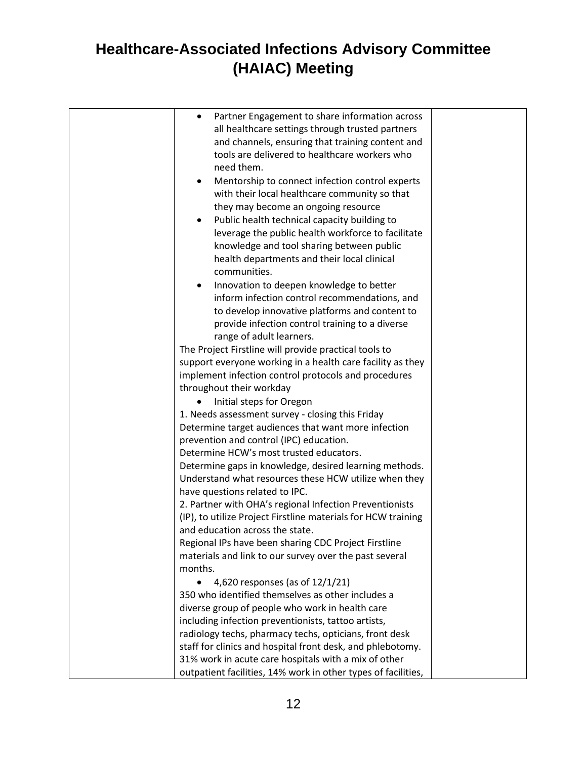# Healthcare-Associated Infections Advisory Committee (HAIAC) Meeting

| | | |
|---|---|---|
| | • Partner Engagement to share information across all healthcare settings through trusted partners and channels, ensuring that training content and tools are delivered to healthcare workers who need them.<br>• Mentorship to connect infection control experts with their local healthcare community so that they may become an ongoing resource<br>• Public health technical capacity building to leverage the public health workforce to facilitate knowledge and tool sharing between public health departments and their local clinical communities.<br>• Innovation to deepen knowledge to better inform infection control recommendations, and to develop innovative platforms and content to provide infection control training to a diverse range of adult learners.<br>The Project Firstline will provide practical tools to support everyone working in a health care facility as they implement infection control protocols and procedures throughout their workday<br>• Initial steps for Oregon<br>1. Needs assessment survey - closing this Friday<br>Determine target audiences that want more infection prevention and control (IPC) education.<br>Determine HCW's most trusted educators.<br>Determine gaps in knowledge, desired learning methods.<br>Understand what resources these HCW utilize when they have questions related to IPC.<br>2. Partner with OHA's regional Infection Preventionists (IP), to utilize Project Firstline materials for HCW training and education across the state.<br>Regional IPs have been sharing CDC Project Firstline materials and link to our survey over the past several months.<br>• 4,620 responses (as of 12/1/21)<br>350 who identified themselves as other includes a diverse group of people who work in health care including infection preventionists, tattoo artists, radiology techs, pharmacy techs, opticians, front desk staff for clinics and hospital front desk, and phlebotomy.<br>31% work in acute care hospitals with a mix of other outpatient facilities, 14% work in other types of facilities, | |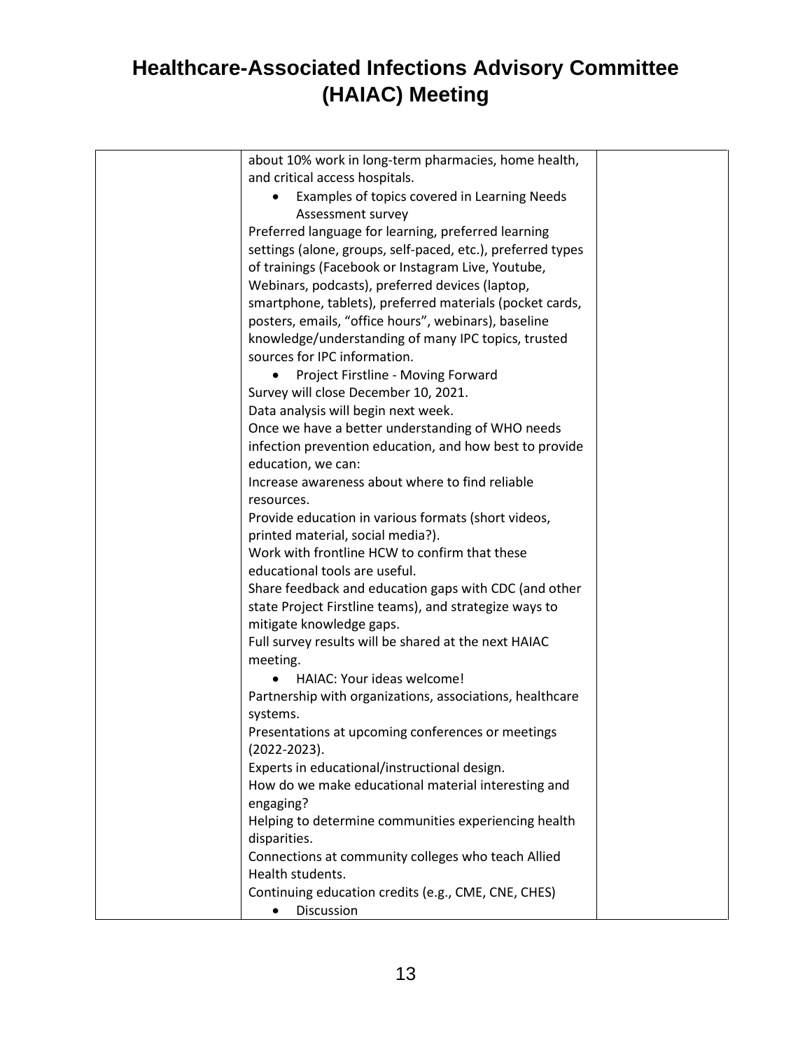# Healthcare-Associated Infections Advisory Committee (HAIAC) Meeting

| | | |
|---|---|---|
| | about 10% work in long-term pharmacies, home health, and critical access hospitals.<br>• Examples of topics covered in Learning Needs Assessment survey<br>Preferred language for learning, preferred learning settings (alone, groups, self-paced, etc.), preferred types of trainings (Facebook or Instagram Live, Youtube, Webinars, podcasts), preferred devices (laptop, smartphone, tablets), preferred materials (pocket cards, posters, emails, "office hours", webinars), baseline knowledge/understanding of many IPC topics, trusted sources for IPC information.<br>• Project Firstline - Moving Forward<br>Survey will close December 10, 2021.<br>Data analysis will begin next week.<br>Once we have a better understanding of WHO needs infection prevention education, and how best to provide education, we can:<br>Increase awareness about where to find reliable resources.<br>Provide education in various formats (short videos, printed material, social media?).<br>Work with frontline HCW to confirm that these educational tools are useful.<br>Share feedback and education gaps with CDC (and other state Project Firstline teams), and strategize ways to mitigate knowledge gaps.<br>Full survey results will be shared at the next HAIAC meeting.<br>• HAIAC: Your ideas welcome!<br>Partnership with organizations, associations, healthcare systems.<br>Presentations at upcoming conferences or meetings (2022-2023).<br>Experts in educational/instructional design.<br>How do we make educational material interesting and engaging?<br>Helping to determine communities experiencing health disparities.<br>Connections at community colleges who teach Allied Health students.<br>Continuing education credits (e.g., CME, CNE, CHES)<br>• Discussion | |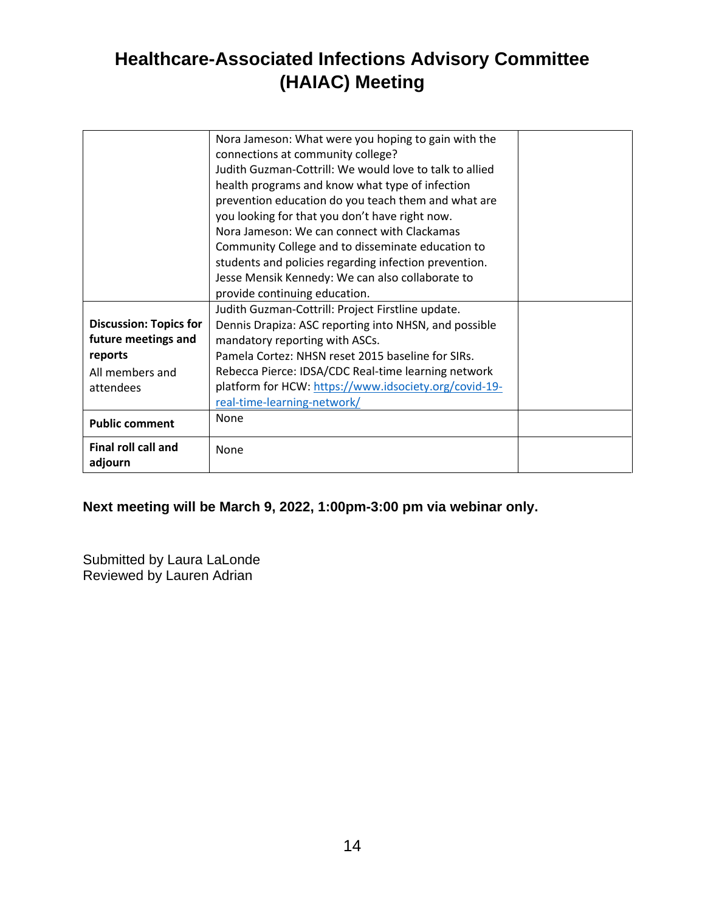# Healthcare-Associated Infections Advisory Committee (HAIAC) Meeting

| | | |
|---|---|---|
| | Nora Jameson: What were you hoping to gain with the connections at community college?<br>Judith Guzman-Cottrill: We would love to talk to allied health programs and know what type of infection prevention education do you teach them and what are you looking for that you don't have right now.<br>Nora Jameson: We can connect with Clackamas Community College and to disseminate education to students and policies regarding infection prevention.<br>Jesse Mensik Kennedy: We can also collaborate to provide continuing education. | |
| **Discussion: Topics for future meetings and reports**<br>All members and attendees | Judith Guzman-Cottrill: Project Firstline update.<br>Dennis Drapiza: ASC reporting into NHSN, and possible mandatory reporting with ASCs.<br>Pamela Cortez: NHSN reset 2015 baseline for SIRs.<br>Rebecca Pierce: IDSA/CDC Real-time learning network platform for HCW: https://www.idsociety.org/covid-19-real-time-learning-network/ | |
| **Public comment** | None | |
| **Final roll call and adjourn** | None | |

**Next meeting will be March 9, 2022, 1:00pm-3:00 pm via webinar only.**

Submitted by Laura LaLonde
Reviewed by Lauren Adrian